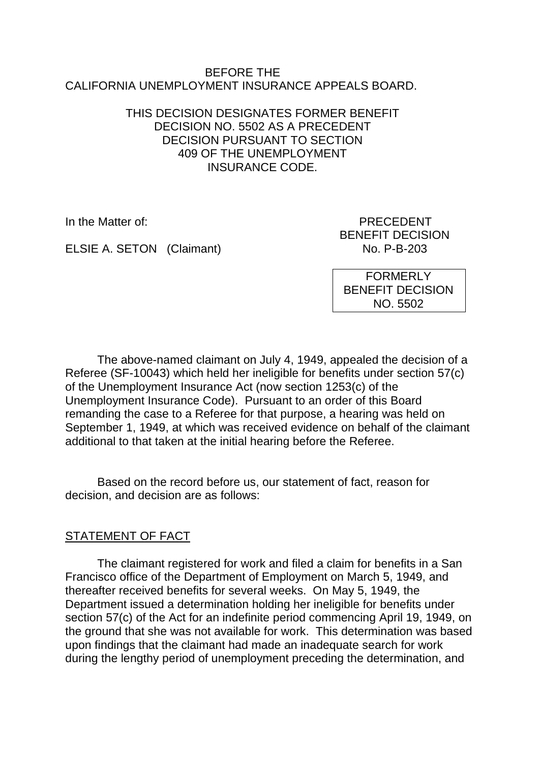BEFORE THE
CALIFORNIA UNEMPLOYMENT INSURANCE APPEALS BOARD.

THIS DECISION DESIGNATES FORMER BENEFIT DECISION NO. 5502 AS A PRECEDENT DECISION PURSUANT TO SECTION 409 OF THE UNEMPLOYMENT INSURANCE CODE.

In the Matter of:

ELSIE A. SETON (Claimant)

PRECEDENT
BENEFIT DECISION
No. P-B-203

FORMERLY
BENEFIT DECISION
NO. 5502

The above-named claimant on July 4, 1949, appealed the decision of a Referee (SF-10043) which held her ineligible for benefits under section 57(c) of the Unemployment Insurance Act (now section 1253(c) of the Unemployment Insurance Code). Pursuant to an order of this Board remanding the case to a Referee for that purpose, a hearing was held on September 1, 1949, at which was received evidence on behalf of the claimant additional to that taken at the initial hearing before the Referee.

Based on the record before us, our statement of fact, reason for decision, and decision are as follows:

## STATEMENT OF FACT

The claimant registered for work and filed a claim for benefits in a San Francisco office of the Department of Employment on March 5, 1949, and thereafter received benefits for several weeks. On May 5, 1949, the Department issued a determination holding her ineligible for benefits under section 57(c) of the Act for an indefinite period commencing April 19, 1949, on the ground that she was not available for work. This determination was based upon findings that the claimant had made an inadequate search for work during the lengthy period of unemployment preceding the determination, and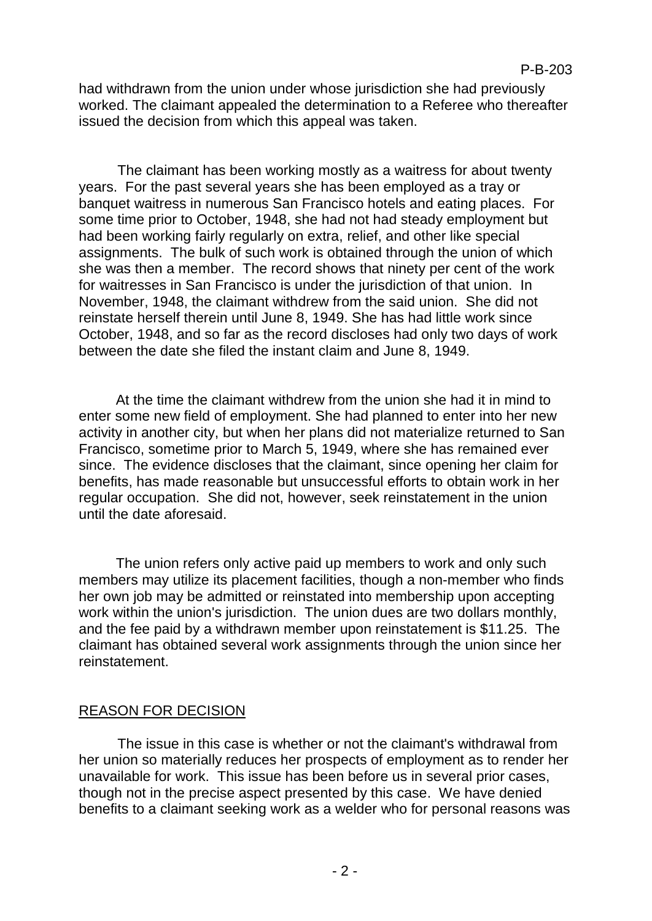had withdrawn from the union under whose jurisdiction she had previously worked. The claimant appealed the determination to a Referee who thereafter issued the decision from which this appeal was taken.

The claimant has been working mostly as a waitress for about twenty years. For the past several years she has been employed as a tray or banquet waitress in numerous San Francisco hotels and eating places. For some time prior to October, 1948, she had not had steady employment but had been working fairly regularly on extra, relief, and other like special assignments. The bulk of such work is obtained through the union of which she was then a member. The record shows that ninety per cent of the work for waitresses in San Francisco is under the jurisdiction of that union. In November, 1948, the claimant withdrew from the said union. She did not reinstate herself therein until June 8, 1949. She has had little work since October, 1948, and so far as the record discloses had only two days of work between the date she filed the instant claim and June 8, 1949.

At the time the claimant withdrew from the union she had it in mind to enter some new field of employment. She had planned to enter into her new activity in another city, but when her plans did not materialize returned to San Francisco, sometime prior to March 5, 1949, where she has remained ever since. The evidence discloses that the claimant, since opening her claim for benefits, has made reasonable but unsuccessful efforts to obtain work in her regular occupation. She did not, however, seek reinstatement in the union until the date aforesaid.

The union refers only active paid up members to work and only such members may utilize its placement facilities, though a non-member who finds her own job may be admitted or reinstated into membership upon accepting work within the union's jurisdiction. The union dues are two dollars monthly, and the fee paid by a withdrawn member upon reinstatement is $11.25. The claimant has obtained several work assignments through the union since her reinstatement.

## REASON FOR DECISION

The issue in this case is whether or not the claimant's withdrawal from her union so materially reduces her prospects of employment as to render her unavailable for work. This issue has been before us in several prior cases, though not in the precise aspect presented by this case. We have denied benefits to a claimant seeking work as a welder who for personal reasons was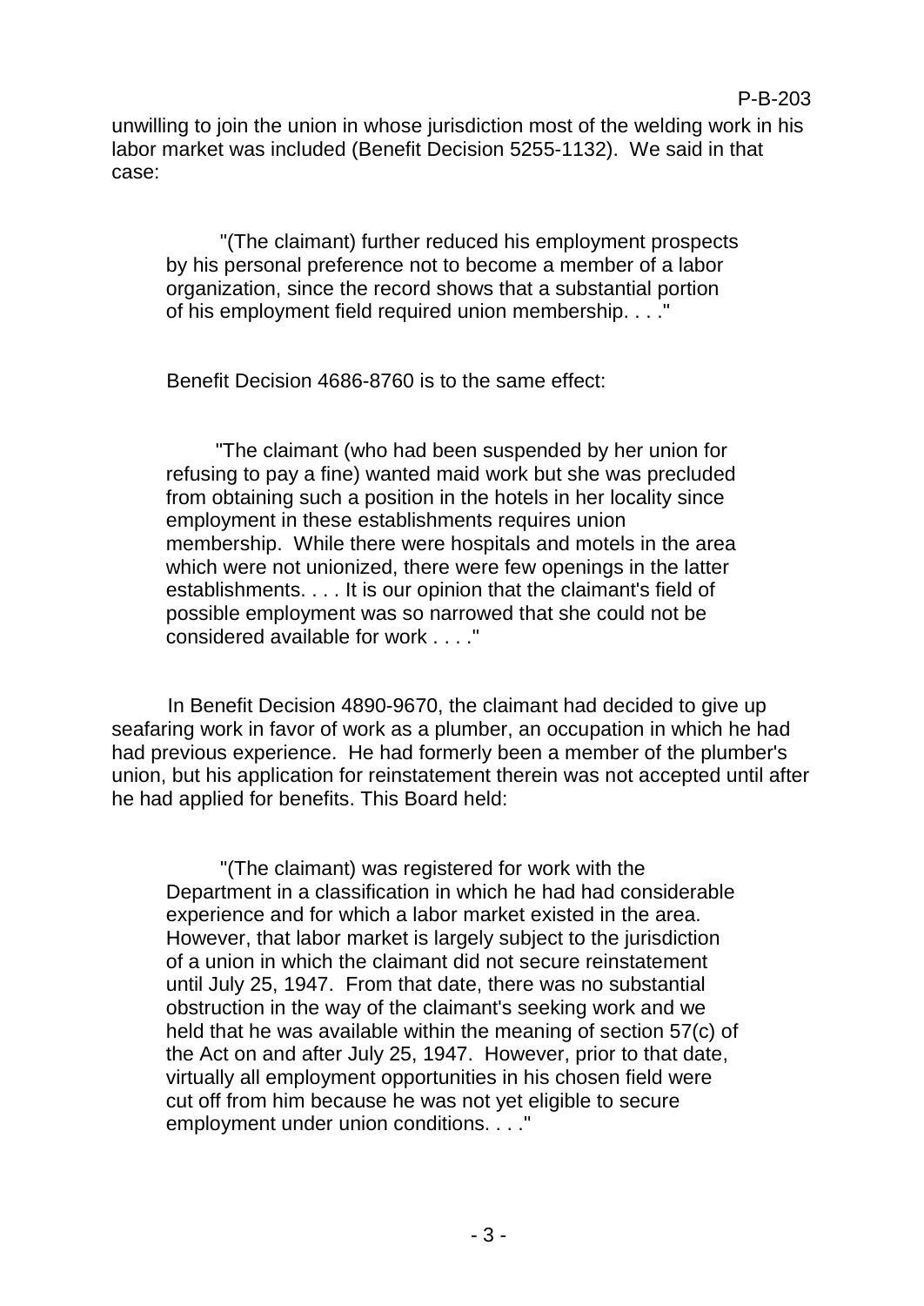unwilling to join the union in whose jurisdiction most of the welding work in his labor market was included (Benefit Decision 5255-1132). We said in that case:

> "(The claimant) further reduced his employment prospects by his personal preference not to become a member of a labor organization, since the record shows that a substantial portion of his employment field required union membership. . . ."

Benefit Decision 4686-8760 is to the same effect:

> "The claimant (who had been suspended by her union for refusing to pay a fine) wanted maid work but she was precluded from obtaining such a position in the hotels in her locality since employment in these establishments requires union membership. While there were hospitals and motels in the area which were not unionized, there were few openings in the latter establishments. . . . It is our opinion that the claimant's field of possible employment was so narrowed that she could not be considered available for work . . . ."

In Benefit Decision 4890-9670, the claimant had decided to give up seafaring work in favor of work as a plumber, an occupation in which he had had previous experience. He had formerly been a member of the plumber's union, but his application for reinstatement therein was not accepted until after he had applied for benefits. This Board held:

> "(The claimant) was registered for work with the Department in a classification in which he had had considerable experience and for which a labor market existed in the area. However, that labor market is largely subject to the jurisdiction of a union in which the claimant did not secure reinstatement until July 25, 1947. From that date, there was no substantial obstruction in the way of the claimant's seeking work and we held that he was available within the meaning of section 57(c) of the Act on and after July 25, 1947. However, prior to that date, virtually all employment opportunities in his chosen field were cut off from him because he was not yet eligible to secure employment under union conditions. . . ."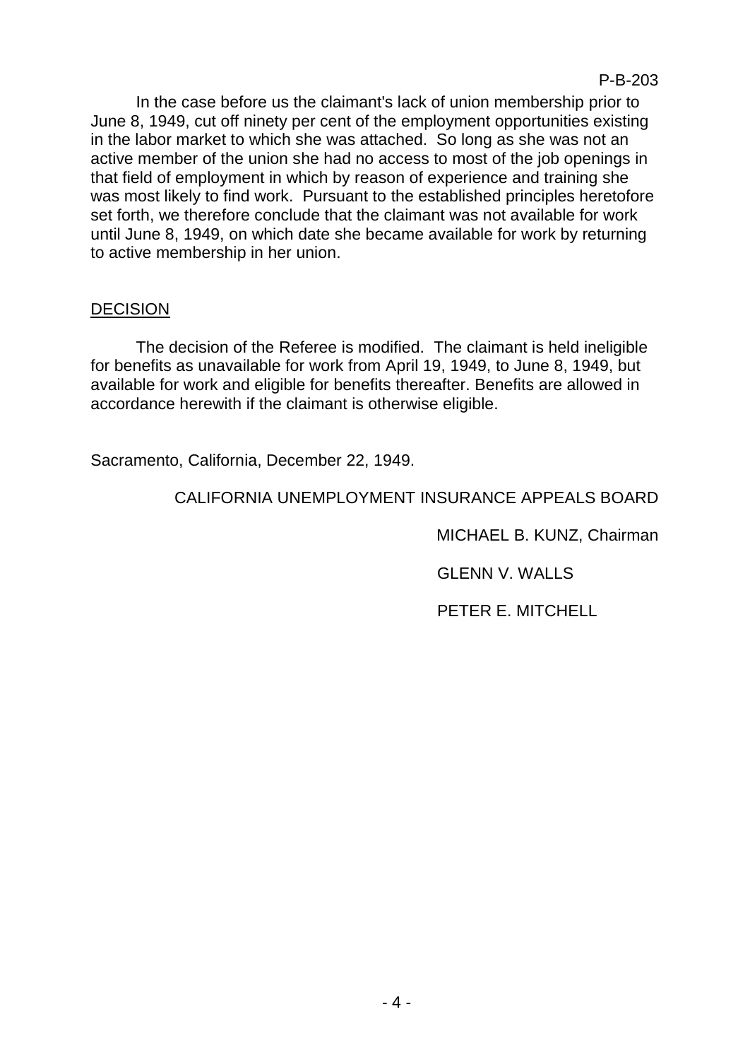In the case before us the claimant's lack of union membership prior to June 8, 1949, cut off ninety per cent of the employment opportunities existing in the labor market to which she was attached. So long as she was not an active member of the union she had no access to most of the job openings in that field of employment in which by reason of experience and training she was most likely to find work. Pursuant to the established principles heretofore set forth, we therefore conclude that the claimant was not available for work until June 8, 1949, on which date she became available for work by returning to active membership in her union.

## DECISION

The decision of the Referee is modified. The claimant is held ineligible for benefits as unavailable for work from April 19, 1949, to June 8, 1949, but available for work and eligible for benefits thereafter. Benefits are allowed in accordance herewith if the claimant is otherwise eligible.

Sacramento, California, December 22, 1949.

CALIFORNIA UNEMPLOYMENT INSURANCE APPEALS BOARD

MICHAEL B. KUNZ, Chairman

GLENN V. WALLS

PETER E. MITCHELL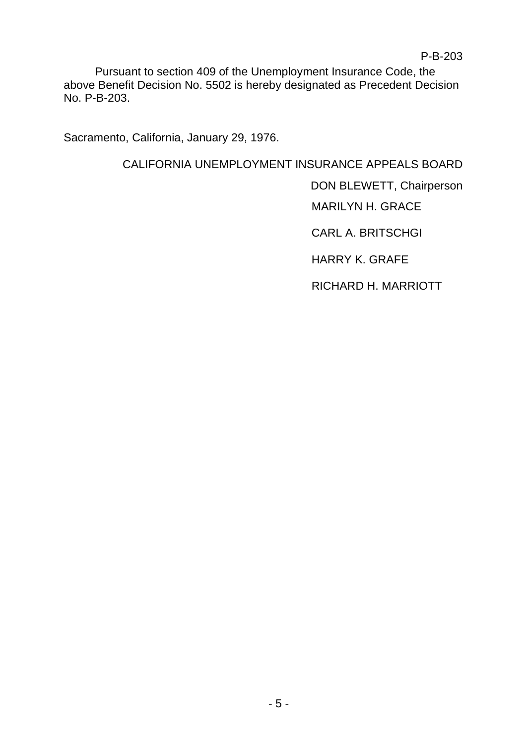Pursuant to section 409 of the Unemployment Insurance Code, the above Benefit Decision No. 5502 is hereby designated as Precedent Decision No. P-B-203.

Sacramento, California, January 29, 1976.

CALIFORNIA UNEMPLOYMENT INSURANCE APPEALS BOARD

DON BLEWETT, Chairperson

MARILYN H. GRACE

CARL A. BRITSCHGI

HARRY K. GRAFE

RICHARD H. MARRIOTT